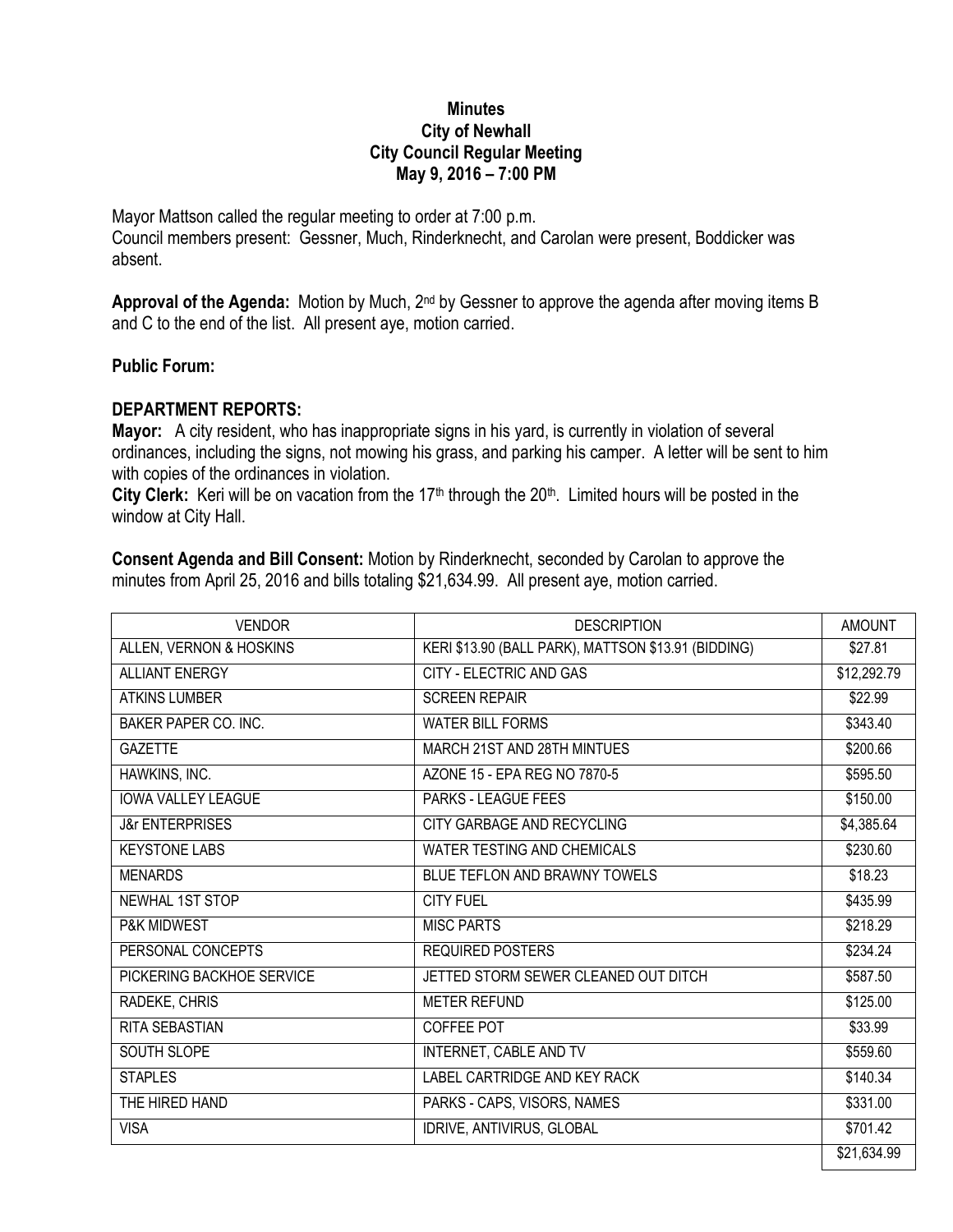**Minutes**
**City of Newhall**
**City Council Regular Meeting**
**May 9, 2016 – 7:00 PM**

Mayor Mattson called the regular meeting to order at 7:00 p.m.
Council members present: Gessner, Much, Rinderknecht, and Carolan were present, Boddicker was absent.

**Approval of the Agenda:** Motion by Much, 2nd by Gessner to approve the agenda after moving items B and C to the end of the list. All present aye, motion carried.

**Public Forum:**

**DEPARTMENT REPORTS:**

**Mayor:** A city resident, who has inappropriate signs in his yard, is currently in violation of several ordinances, including the signs, not mowing his grass, and parking his camper. A letter will be sent to him with copies of the ordinances in violation.

**City Clerk:** Keri will be on vacation from the 17th through the 20th. Limited hours will be posted in the window at City Hall.

**Consent Agenda and Bill Consent:** Motion by Rinderknecht, seconded by Carolan to approve the minutes from April 25, 2016 and bills totaling $21,634.99. All present aye, motion carried.

| VENDOR | DESCRIPTION | AMOUNT |
|---|---|---|
| ALLEN, VERNON & HOSKINS | KERI $13.90 (BALL PARK), MATTSON $13.91 (BIDDING) | $27.81 |
| ALLIANT ENERGY | CITY - ELECTRIC AND GAS | $12,292.79 |
| ATKINS LUMBER | SCREEN REPAIR | $22.99 |
| BAKER PAPER CO. INC. | WATER BILL FORMS | $343.40 |
| GAZETTE | MARCH 21ST AND 28TH MINTUES | $200.66 |
| HAWKINS, INC. | AZONE 15 - EPA REG NO 7870-5 | $595.50 |
| IOWA VALLEY LEAGUE | PARKS - LEAGUE FEES | $150.00 |
| J&r ENTERPRISES | CITY GARBAGE AND RECYCLING | $4,385.64 |
| KEYSTONE LABS | WATER TESTING AND CHEMICALS | $230.60 |
| MENARDS | BLUE TEFLON AND BRAWNY TOWELS | $18.23 |
| NEWHAL 1ST STOP | CITY FUEL | $435.99 |
| P&K MIDWEST | MISC PARTS | $218.29 |
| PERSONAL CONCEPTS | REQUIRED POSTERS | $234.24 |
| PICKERING BACKHOE SERVICE | JETTED STORM SEWER CLEANED OUT DITCH | $587.50 |
| RADEKE, CHRIS | METER REFUND | $125.00 |
| RITA SEBASTIAN | COFFEE POT | $33.99 |
| SOUTH SLOPE | INTERNET, CABLE AND TV | $559.60 |
| STAPLES | LABEL CARTRIDGE AND KEY RACK | $140.34 |
| THE HIRED HAND | PARKS - CAPS, VISORS, NAMES | $331.00 |
| VISA | IDRIVE, ANTIVIRUS, GLOBAL | $701.42 |
| | | $21,634.99 |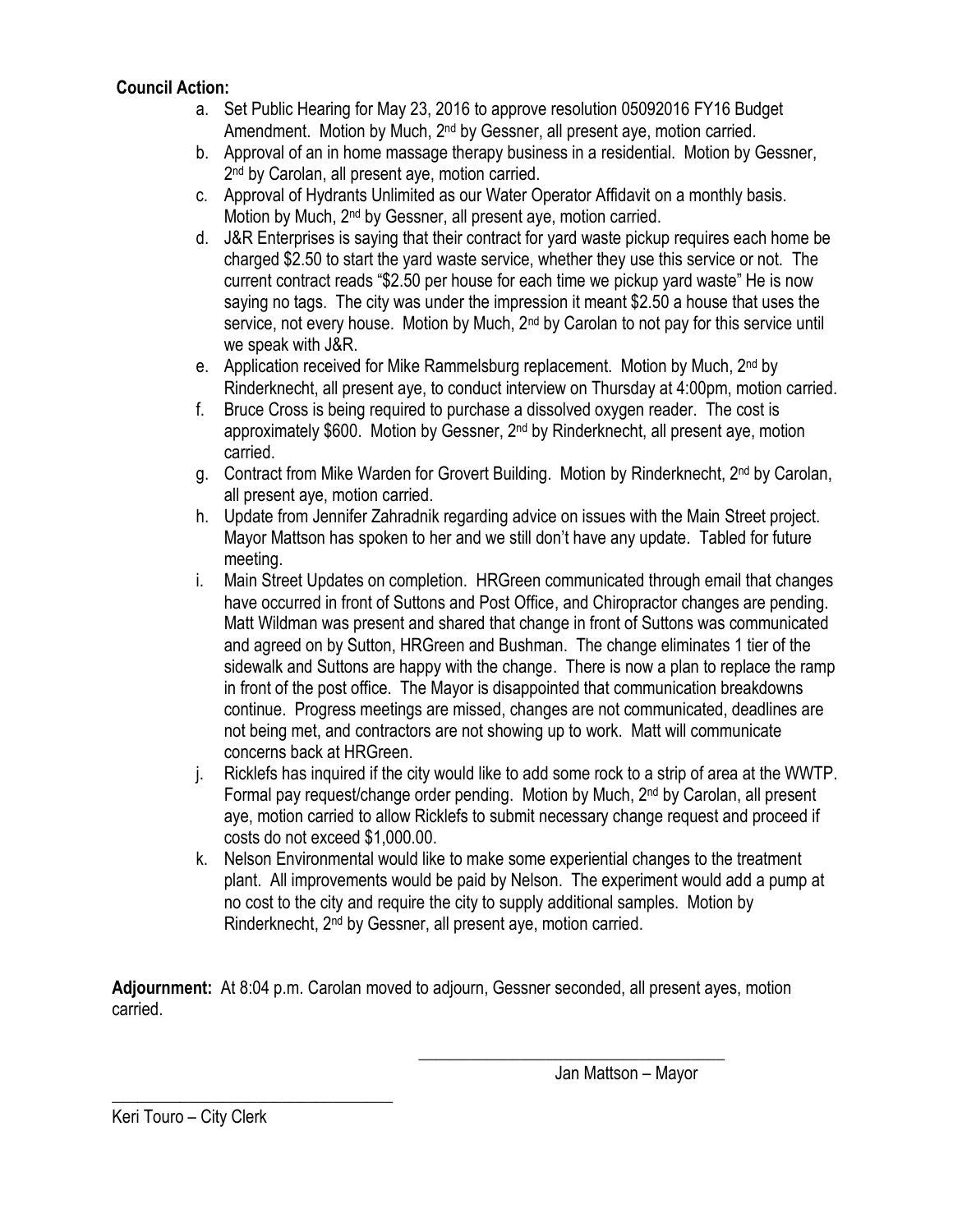**Council Action:**

a. Set Public Hearing for May 23, 2016 to approve resolution 05092016 FY16 Budget Amendment. Motion by Much, 2nd by Gessner, all present aye, motion carried.
b. Approval of an in home massage therapy business in a residential. Motion by Gessner, 2nd by Carolan, all present aye, motion carried.
c. Approval of Hydrants Unlimited as our Water Operator Affidavit on a monthly basis. Motion by Much, 2nd by Gessner, all present aye, motion carried.
d. J&R Enterprises is saying that their contract for yard waste pickup requires each home be charged $2.50 to start the yard waste service, whether they use this service or not. The current contract reads "$2.50 per house for each time we pickup yard waste" He is now saying no tags. The city was under the impression it meant $2.50 a house that uses the service, not every house. Motion by Much, 2nd by Carolan to not pay for this service until we speak with J&R.
e. Application received for Mike Rammelsburg replacement. Motion by Much, 2nd by Rinderknecht, all present aye, to conduct interview on Thursday at 4:00pm, motion carried.
f. Bruce Cross is being required to purchase a dissolved oxygen reader. The cost is approximately $600. Motion by Gessner, 2nd by Rinderknecht, all present aye, motion carried.
g. Contract from Mike Warden for Grovert Building. Motion by Rinderknecht, 2nd by Carolan, all present aye, motion carried.
h. Update from Jennifer Zahradnik regarding advice on issues with the Main Street project. Mayor Mattson has spoken to her and we still don't have any update. Tabled for future meeting.
i. Main Street Updates on completion. HRGreen communicated through email that changes have occurred in front of Suttons and Post Office, and Chiropractor changes are pending. Matt Wildman was present and shared that change in front of Suttons was communicated and agreed on by Sutton, HRGreen and Bushman. The change eliminates 1 tier of the sidewalk and Suttons are happy with the change. There is now a plan to replace the ramp in front of the post office. The Mayor is disappointed that communication breakdowns continue. Progress meetings are missed, changes are not communicated, deadlines are not being met, and contractors are not showing up to work. Matt will communicate concerns back at HRGreen.
j. Ricklefs has inquired if the city would like to add some rock to a strip of area at the WWTP. Formal pay request/change order pending. Motion by Much, 2nd by Carolan, all present aye, motion carried to allow Ricklefs to submit necessary change request and proceed if costs do not exceed $1,000.00.
k. Nelson Environmental would like to make some experiential changes to the treatment plant. All improvements would be paid by Nelson. The experiment would add a pump at no cost to the city and require the city to supply additional samples. Motion by Rinderknecht, 2nd by Gessner, all present aye, motion carried.

**Adjournment:** At 8:04 p.m. Carolan moved to adjourn, Gessner seconded, all present ayes, motion carried.

\_\_\_\_\_\_\_\_\_\_\_\_\_\_\_\_\_\_\_\_\_\_\_\_\_\_\_\_\_\_\_\_\_\_\_\_
Jan Mattson – Mayor

\_\_\_\_\_\_\_\_\_\_\_\_\_\_\_\_\_\_\_\_\_\_\_\_\_\_\_\_\_\_\_\_\_\_\_\_
Keri Touro – City Clerk